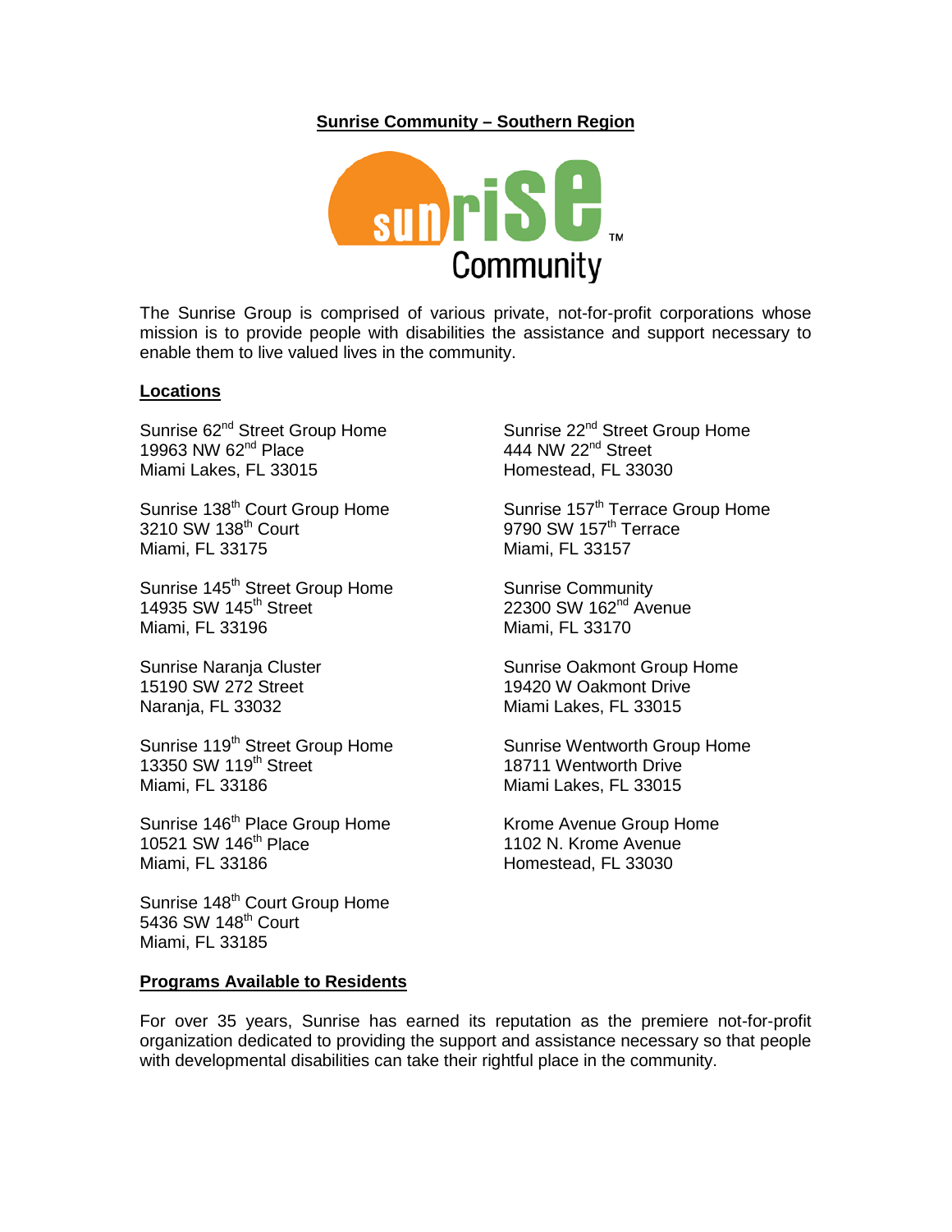## Sunrise Community – Southern Region

The Sunrise Group is comprised of various private, not-for-profit corporations whose mission is to provide people with disabilities the assistance and support necessary to enable them to live valued lives in the community.

### Locations

Sunrise 62nd Street Group Home
19963 NW 62nd Place
Miami Lakes, FL 33015

Sunrise 138th Court Group Home
3210 SW 138th Court
Miami, FL 33175

Sunrise 145th Street Group Home
14935 SW 145th Street
Miami, FL 33196

Sunrise Naranja Cluster
15190 SW 272 Street
Naranja, FL 33032

Sunrise 119th Street Group Home
13350 SW 119th Street
Miami, FL 33186

Sunrise 146th Place Group Home
10521 SW 146th Place
Miami, FL 33186

Sunrise 148th Court Group Home
5436 SW 148th Court
Miami, FL 33185

Sunrise 22nd Street Group Home
444 NW 22nd Street
Homestead, FL 33030

Sunrise 157th Terrace Group Home
9790 SW 157th Terrace
Miami, FL 33157

Sunrise Community
22300 SW 162nd Avenue
Miami, FL 33170

Sunrise Oakmont Group Home
19420 W Oakmont Drive
Miami Lakes, FL 33015

Sunrise Wentworth Group Home
18711 Wentworth Drive
Miami Lakes, FL 33015

Krome Avenue Group Home
1102 N. Krome Avenue
Homestead, FL 33030

### Programs Available to Residents

For over 35 years, Sunrise has earned its reputation as the premiere not-for-profit organization dedicated to providing the support and assistance necessary so that people with developmental disabilities can take their rightful place in the community.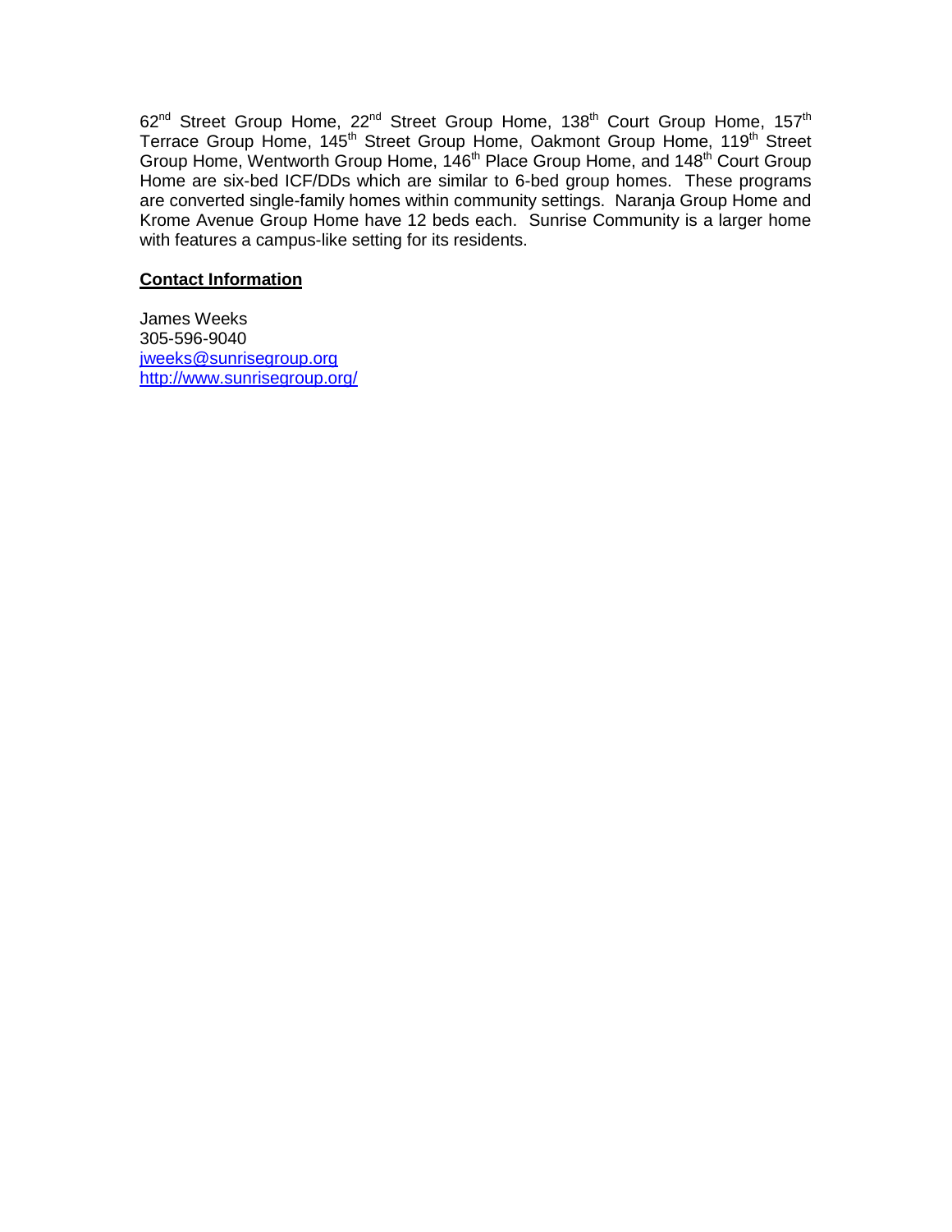62nd Street Group Home, 22nd Street Group Home, 138th Court Group Home, 157th Terrace Group Home, 145th Street Group Home, Oakmont Group Home, 119th Street Group Home, Wentworth Group Home, 146th Place Group Home, and 148th Court Group Home are six-bed ICF/DDs which are similar to 6-bed group homes. These programs are converted single-family homes within community settings. Naranja Group Home and Krome Avenue Group Home have 12 beds each. Sunrise Community is a larger home with features a campus-like setting for its residents.

**Contact Information**

James Weeks
305-596-9040
jweeks@sunrisegroup.org
http://www.sunrisegroup.org/